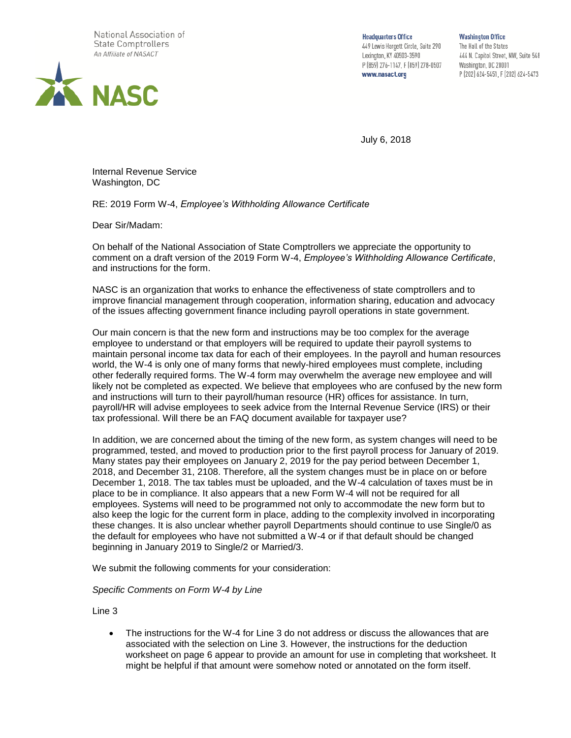National Association of State Comptrollers
An Affiliate of NASACT

NASC

**Headquarters Office**
449 Lewis Hargett Circle, Suite 290
Lexington, KY 40503-3590
P (859) 276-1147, F (859) 278-0507
www.nasact.org

**Washington Office**
The Hall of the States
444 N. Capitol Street, NW, Suite 548
Washington, DC 20001
P (202) 624-5451, F (202) 624-5473

July 6, 2018

Internal Revenue Service
Washington, DC

RE: 2019 Form W-4, *Employee's Withholding Allowance Certificate*

Dear Sir/Madam:

On behalf of the National Association of State Comptrollers we appreciate the opportunity to comment on a draft version of the 2019 Form W-4, *Employee's Withholding Allowance Certificate*, and instructions for the form.

NASC is an organization that works to enhance the effectiveness of state comptrollers and to improve financial management through cooperation, information sharing, education and advocacy of the issues affecting government finance including payroll operations in state government.

Our main concern is that the new form and instructions may be too complex for the average employee to understand or that employers will be required to update their payroll systems to maintain personal income tax data for each of their employees. In the payroll and human resources world, the W-4 is only one of many forms that newly-hired employees must complete, including other federally required forms. The W-4 form may overwhelm the average new employee and will likely not be completed as expected. We believe that employees who are confused by the new form and instructions will turn to their payroll/human resource (HR) offices for assistance. In turn, payroll/HR will advise employees to seek advice from the Internal Revenue Service (IRS) or their tax professional. Will there be an FAQ document available for taxpayer use?

In addition, we are concerned about the timing of the new form, as system changes will need to be programmed, tested, and moved to production prior to the first payroll process for January of 2019. Many states pay their employees on January 2, 2019 for the pay period between December 1, 2018, and December 31, 2108. Therefore, all the system changes must be in place on or before December 1, 2018. The tax tables must be uploaded, and the W-4 calculation of taxes must be in place to be in compliance. It also appears that a new Form W-4 will not be required for all employees. Systems will need to be programmed not only to accommodate the new form but to also keep the logic for the current form in place, adding to the complexity involved in incorporating these changes. It is also unclear whether payroll Departments should continue to use Single/0 as the default for employees who have not submitted a W-4 or if that default should be changed beginning in January 2019 to Single/2 or Married/3.

We submit the following comments for your consideration:

*Specific Comments on Form W-4 by Line*

Line 3

- The instructions for the W-4 for Line 3 do not address or discuss the allowances that are associated with the selection on Line 3. However, the instructions for the deduction worksheet on page 6 appear to provide an amount for use in completing that worksheet. It might be helpful if that amount were somehow noted or annotated on the form itself.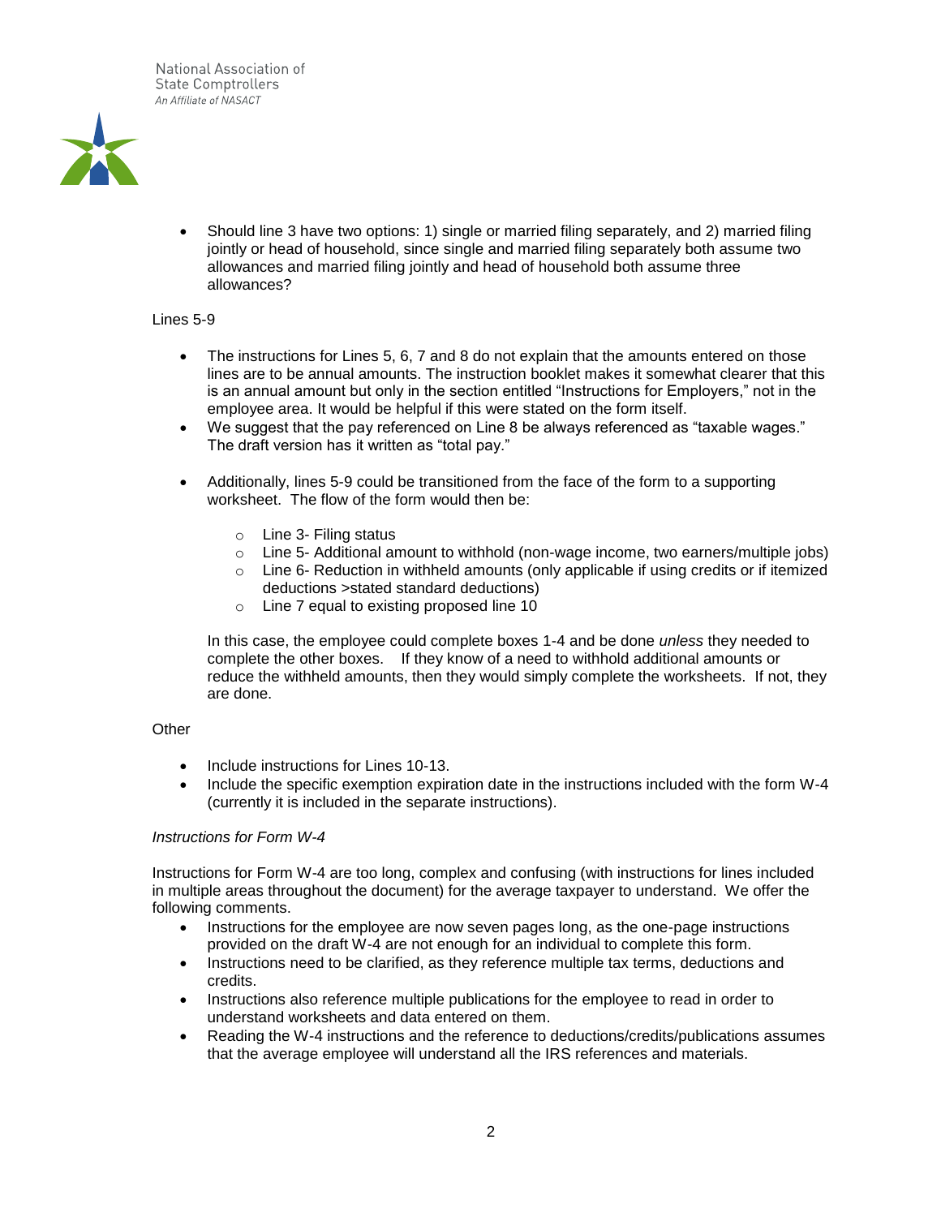- Should line 3 have two options: 1) single or married filing separately, and 2) married filing jointly or head of household, since single and married filing separately both assume two allowances and married filing jointly and head of household both assume three allowances?

Lines 5-9

- The instructions for Lines 5, 6, 7 and 8 do not explain that the amounts entered on those lines are to be annual amounts. The instruction booklet makes it somewhat clearer that this is an annual amount but only in the section entitled "Instructions for Employers," not in the employee area. It would be helpful if this were stated on the form itself.
- We suggest that the pay referenced on Line 8 be always referenced as "taxable wages." The draft version has it written as "total pay."
- Additionally, lines 5-9 could be transitioned from the face of the form to a supporting worksheet. The flow of the form would then be:
  - Line 3- Filing status
  - Line 5- Additional amount to withhold (non-wage income, two earners/multiple jobs)
  - Line 6- Reduction in withheld amounts (only applicable if using credits or if itemized deductions >stated standard deductions)
  - Line 7 equal to existing proposed line 10

  In this case, the employee could complete boxes 1-4 and be done *unless* they needed to complete the other boxes. If they know of a need to withhold additional amounts or reduce the withheld amounts, then they would simply complete the worksheets. If not, they are done.

Other

- Include instructions for Lines 10-13.
- Include the specific exemption expiration date in the instructions included with the form W-4 (currently it is included in the separate instructions).

*Instructions for Form W-4*

Instructions for Form W-4 are too long, complex and confusing (with instructions for lines included in multiple areas throughout the document) for the average taxpayer to understand. We offer the following comments.

- Instructions for the employee are now seven pages long, as the one-page instructions provided on the draft W-4 are not enough for an individual to complete this form.
- Instructions need to be clarified, as they reference multiple tax terms, deductions and credits.
- Instructions also reference multiple publications for the employee to read in order to understand worksheets and data entered on them.
- Reading the W-4 instructions and the reference to deductions/credits/publications assumes that the average employee will understand all the IRS references and materials.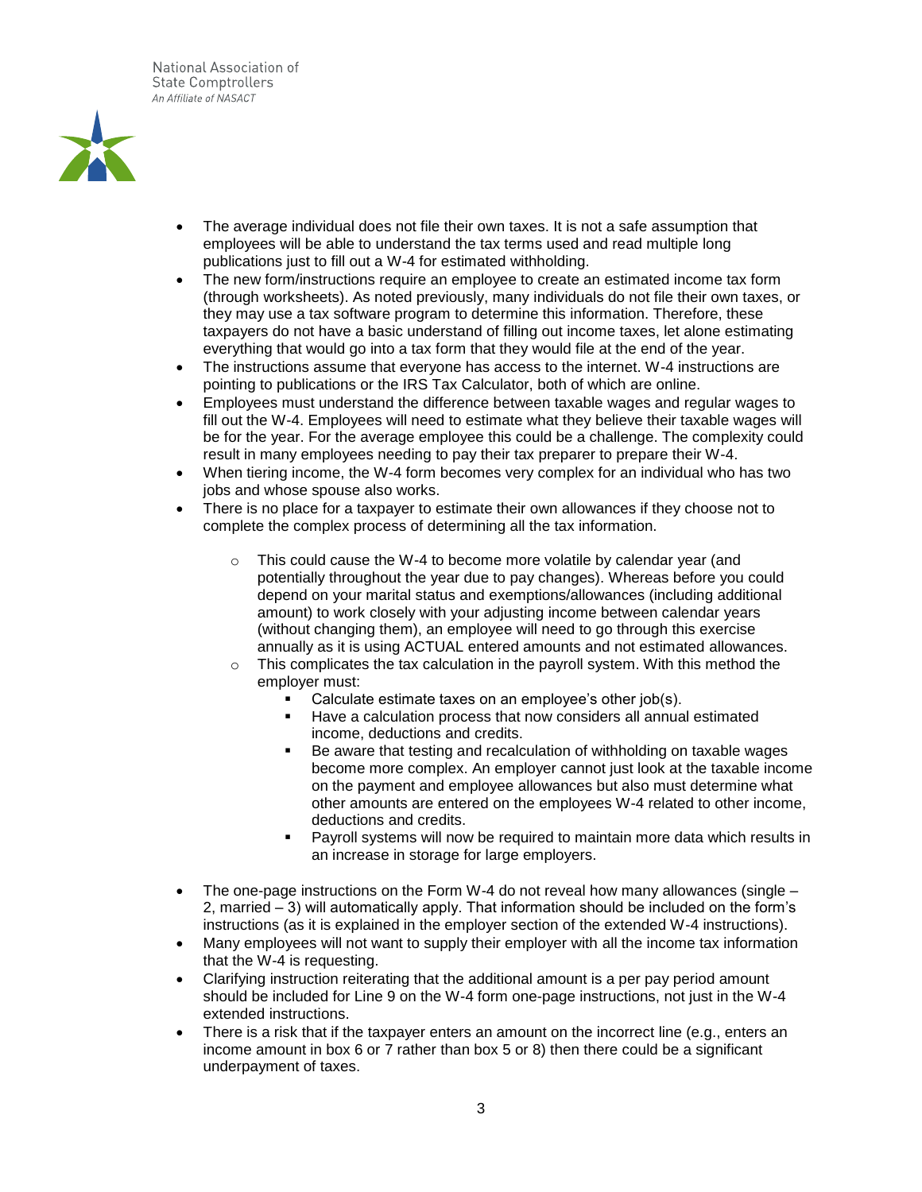- The average individual does not file their own taxes. It is not a safe assumption that employees will be able to understand the tax terms used and read multiple long publications just to fill out a W-4 for estimated withholding.
- The new form/instructions require an employee to create an estimated income tax form (through worksheets). As noted previously, many individuals do not file their own taxes, or they may use a tax software program to determine this information. Therefore, these taxpayers do not have a basic understand of filling out income taxes, let alone estimating everything that would go into a tax form that they would file at the end of the year.
- The instructions assume that everyone has access to the internet. W-4 instructions are pointing to publications or the IRS Tax Calculator, both of which are online.
- Employees must understand the difference between taxable wages and regular wages to fill out the W-4. Employees will need to estimate what they believe their taxable wages will be for the year. For the average employee this could be a challenge. The complexity could result in many employees needing to pay their tax preparer to prepare their W-4.
- When tiering income, the W-4 form becomes very complex for an individual who has two jobs and whose spouse also works.
- There is no place for a taxpayer to estimate their own allowances if they choose not to complete the complex process of determining all the tax information.
  - This could cause the W-4 to become more volatile by calendar year (and potentially throughout the year due to pay changes). Whereas before you could depend on your marital status and exemptions/allowances (including additional amount) to work closely with your adjusting income between calendar years (without changing them), an employee will need to go through this exercise annually as it is using ACTUAL entered amounts and not estimated allowances.
  - This complicates the tax calculation in the payroll system. With this method the employer must:
    - Calculate estimate taxes on an employee's other job(s).
    - Have a calculation process that now considers all annual estimated income, deductions and credits.
    - Be aware that testing and recalculation of withholding on taxable wages become more complex. An employer cannot just look at the taxable income on the payment and employee allowances but also must determine what other amounts are entered on the employees W-4 related to other income, deductions and credits.
    - Payroll systems will now be required to maintain more data which results in an increase in storage for large employers.
- The one-page instructions on the Form W-4 do not reveal how many allowances (single – 2, married – 3) will automatically apply. That information should be included on the form's instructions (as it is explained in the employer section of the extended W-4 instructions).
- Many employees will not want to supply their employer with all the income tax information that the W-4 is requesting.
- Clarifying instruction reiterating that the additional amount is a per pay period amount should be included for Line 9 on the W-4 form one-page instructions, not just in the W-4 extended instructions.
- There is a risk that if the taxpayer enters an amount on the incorrect line (e.g., enters an income amount in box 6 or 7 rather than box 5 or 8) then there could be a significant underpayment of taxes.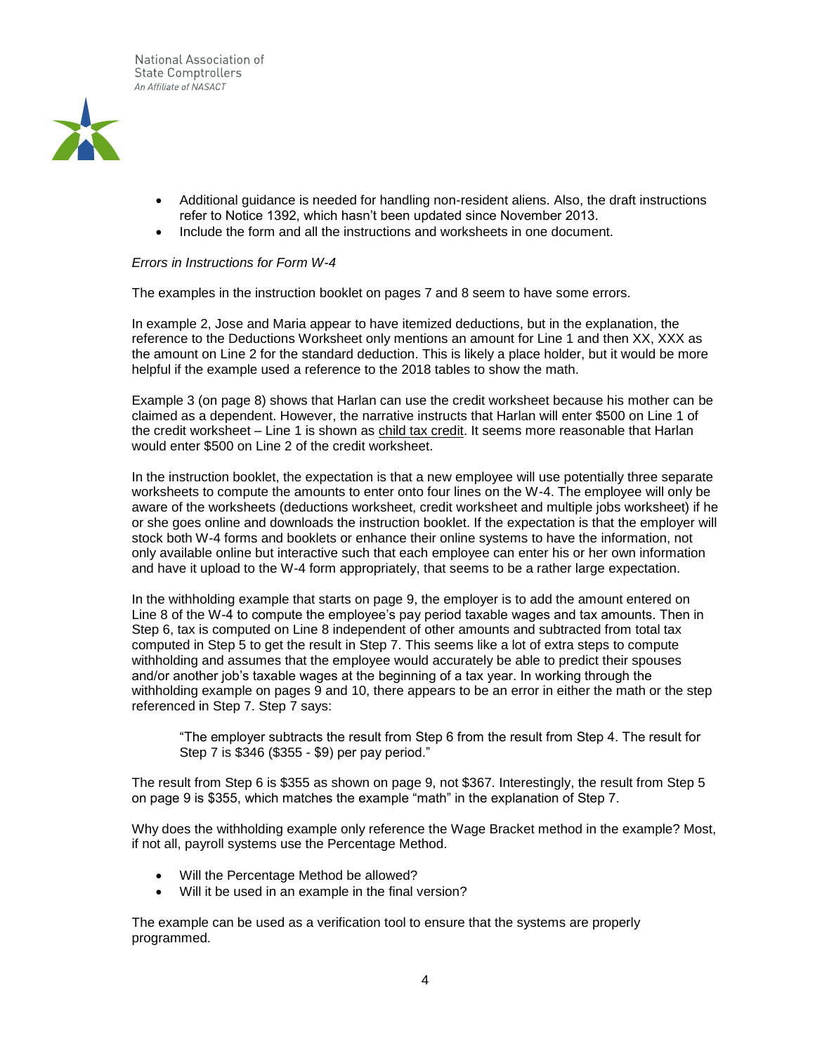- Additional guidance is needed for handling non-resident aliens. Also, the draft instructions refer to Notice 1392, which hasn't been updated since November 2013.
- Include the form and all the instructions and worksheets in one document.

*Errors in Instructions for Form W-4*

The examples in the instruction booklet on pages 7 and 8 seem to have some errors.

In example 2, Jose and Maria appear to have itemized deductions, but in the explanation, the reference to the Deductions Worksheet only mentions an amount for Line 1 and then XX, XXX as the amount on Line 2 for the standard deduction. This is likely a place holder, but it would be more helpful if the example used a reference to the 2018 tables to show the math.

Example 3 (on page 8) shows that Harlan can use the credit worksheet because his mother can be claimed as a dependent. However, the narrative instructs that Harlan will enter $500 on Line 1 of the credit worksheet – Line 1 is shown as <u>child tax credit</u>. It seems more reasonable that Harlan would enter $500 on Line 2 of the credit worksheet.

In the instruction booklet, the expectation is that a new employee will use potentially three separate worksheets to compute the amounts to enter onto four lines on the W-4. The employee will only be aware of the worksheets (deductions worksheet, credit worksheet and multiple jobs worksheet) if he or she goes online and downloads the instruction booklet. If the expectation is that the employer will stock both W-4 forms and booklets or enhance their online systems to have the information, not only available online but interactive such that each employee can enter his or her own information and have it upload to the W-4 form appropriately, that seems to be a rather large expectation.

In the withholding example that starts on page 9, the employer is to add the amount entered on Line 8 of the W-4 to compute the employee's pay period taxable wages and tax amounts. Then in Step 6, tax is computed on Line 8 independent of other amounts and subtracted from total tax computed in Step 5 to get the result in Step 7. This seems like a lot of extra steps to compute withholding and assumes that the employee would accurately be able to predict their spouses and/or another job's taxable wages at the beginning of a tax year. In working through the withholding example on pages 9 and 10, there appears to be an error in either the math or the step referenced in Step 7. Step 7 says:

> "The employer subtracts the result from Step 6 from the result from Step 4. The result for Step 7 is $346 ($355 - $9) per pay period."

The result from Step 6 is $355 as shown on page 9, not $367. Interestingly, the result from Step 5 on page 9 is $355, which matches the example "math" in the explanation of Step 7.

Why does the withholding example only reference the Wage Bracket method in the example? Most, if not all, payroll systems use the Percentage Method.

- Will the Percentage Method be allowed?
- Will it be used in an example in the final version?

The example can be used as a verification tool to ensure that the systems are properly programmed.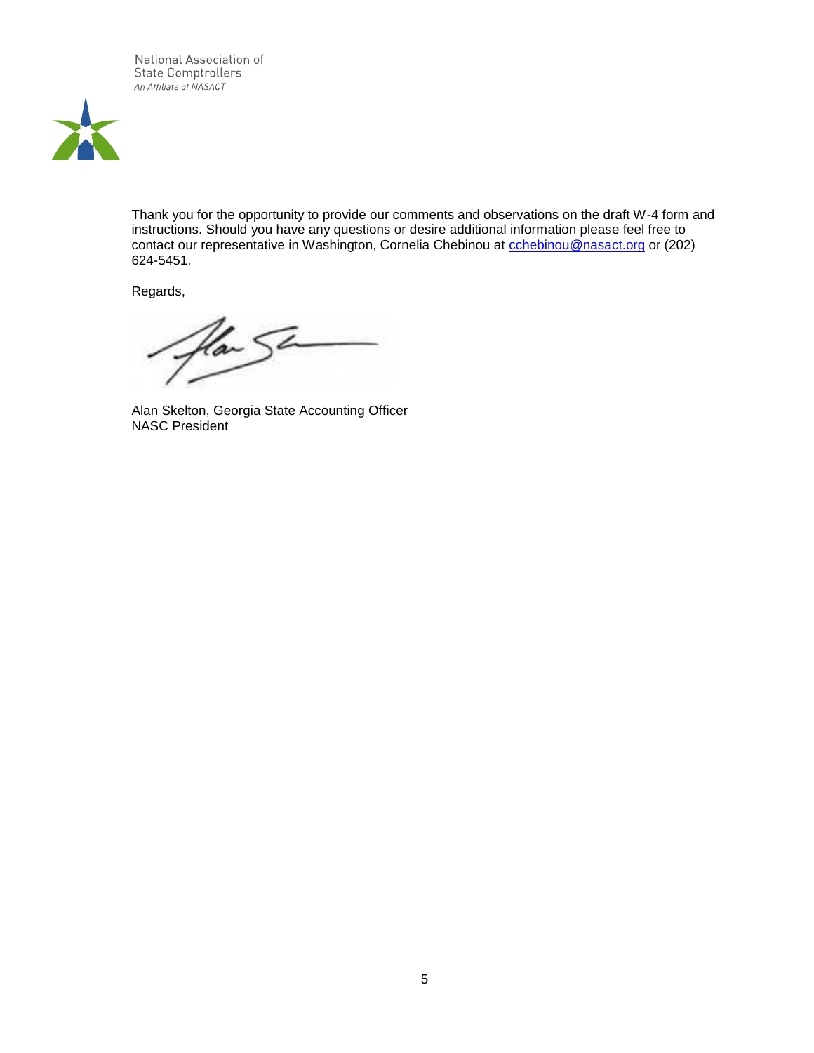National Association of
State Comptrollers
*An Affiliate of NASACT*

Thank you for the opportunity to provide our comments and observations on the draft W-4 form and instructions. Should you have any questions or desire additional information please feel free to contact our representative in Washington, Cornelia Chebinou at cchebinou@nasact.org or (202) 624-5451.

Regards,

Alan Skelton, Georgia State Accounting Officer
NASC President